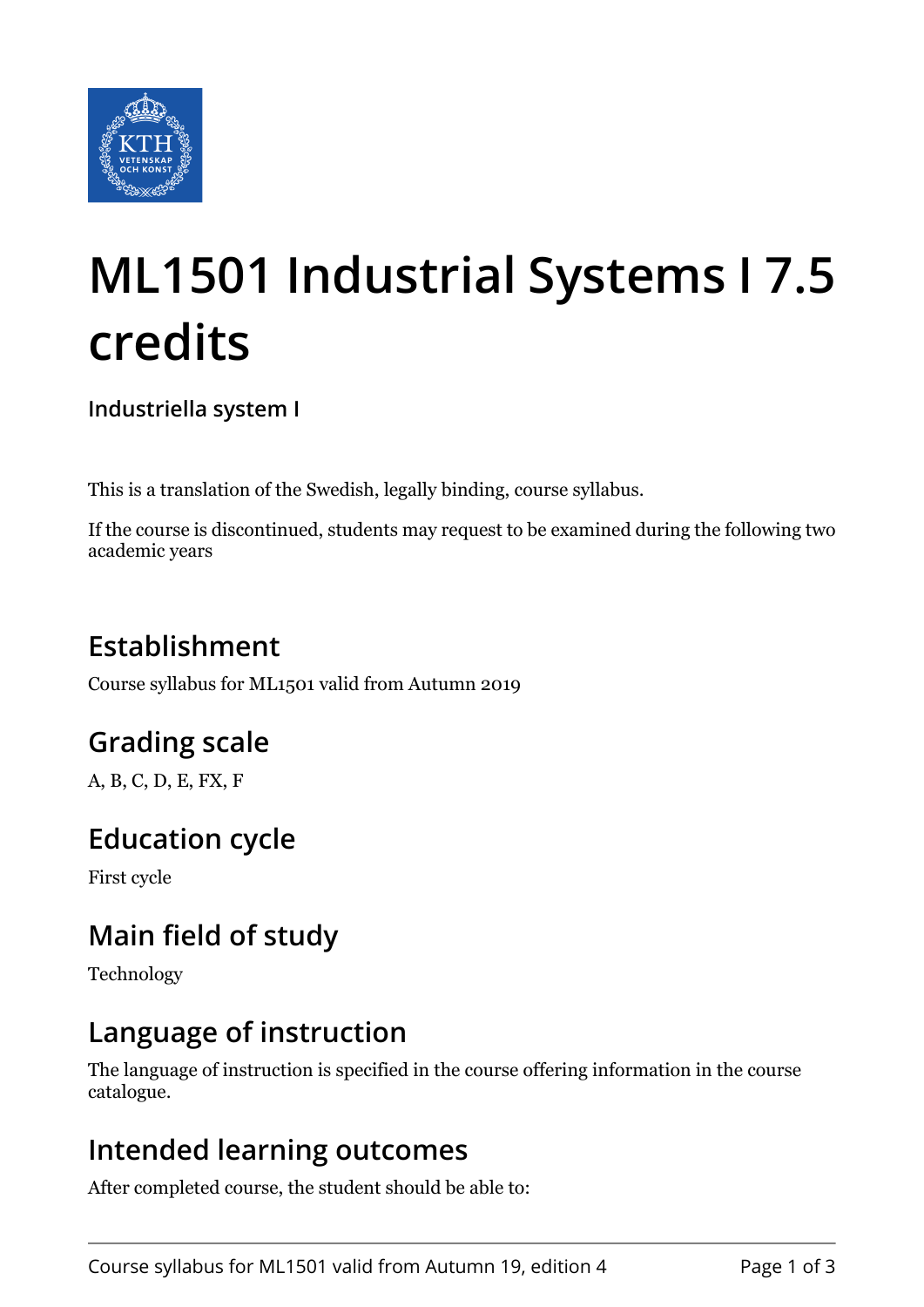# ML1501 Industrial Systems I 7.5 credits

**Industriella system I**

This is a translation of the Swedish, legally binding, course syllabus.

If the course is discontinued, students may request to be examined during the following two academic years

## Establishment

Course syllabus for ML1501 valid from Autumn 2019

## Grading scale

A, B, C, D, E, FX, F

## Education cycle

First cycle

## Main field of study

Technology

## Language of instruction

The language of instruction is specified in the course offering information in the course catalogue.

## Intended learning outcomes

After completed course, the student should be able to: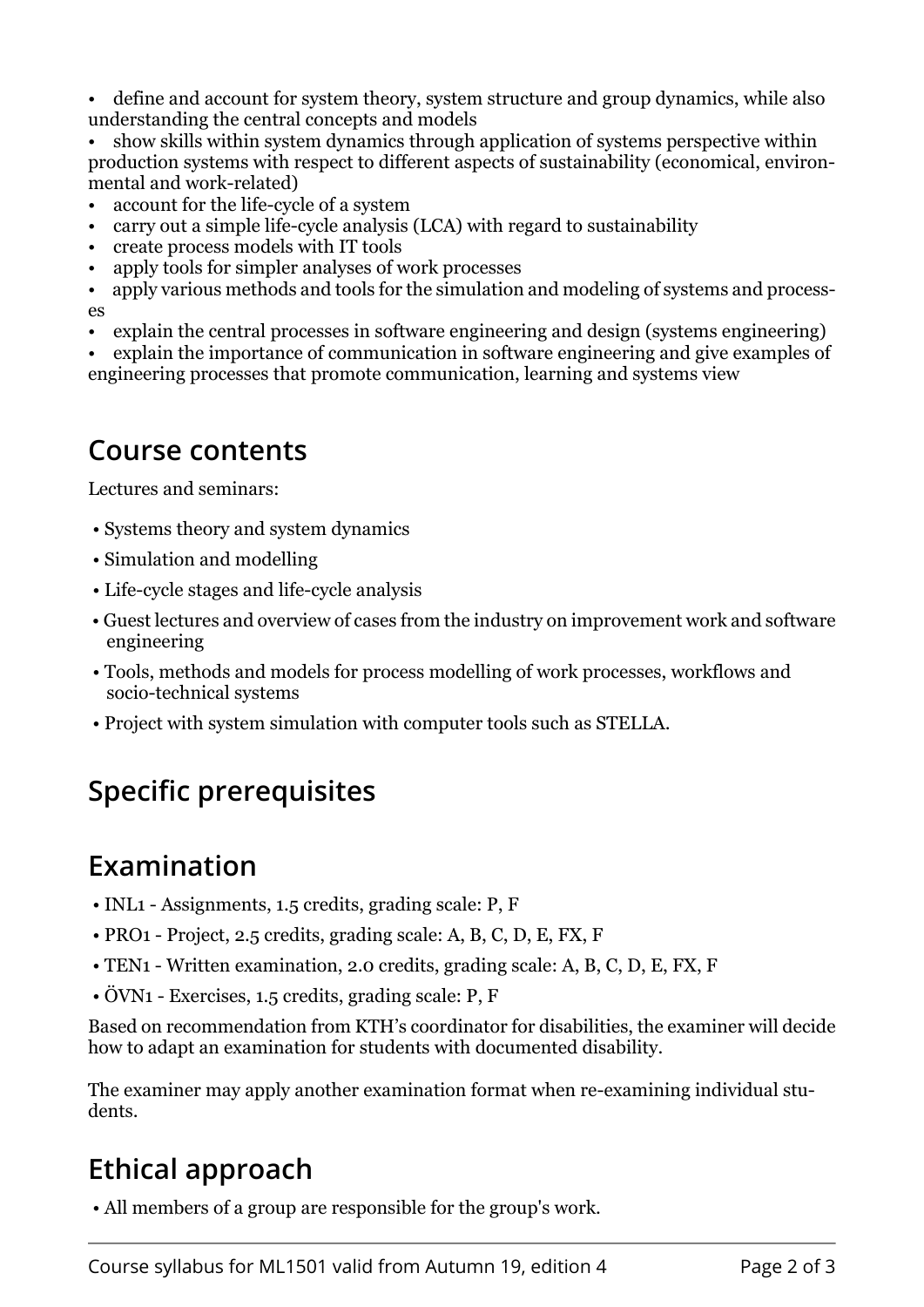- define and account for system theory, system structure and group dynamics, while also understanding the central concepts and models
- show skills within system dynamics through application of systems perspective within production systems with respect to different aspects of sustainability (economical, environmental and work-related)
- account for the life-cycle of a system
- carry out a simple life-cycle analysis (LCA) with regard to sustainability
- create process models with IT tools
- apply tools for simpler analyses of work processes
- apply various methods and tools for the simulation and modeling of systems and processes
- explain the central processes in software engineering and design (systems engineering)
- explain the importance of communication in software engineering and give examples of engineering processes that promote communication, learning and systems view

## Course contents

Lectures and seminars:

- Systems theory and system dynamics
- Simulation and modelling
- Life-cycle stages and life-cycle analysis
- Guest lectures and overview of cases from the industry on improvement work and software engineering
- Tools, methods and models for process modelling of work processes, workflows and socio-technical systems
- Project with system simulation with computer tools such as STELLA.

## Specific prerequisites

## Examination

- INL1 - Assignments, 1.5 credits, grading scale: P, F
- PRO1 - Project, 2.5 credits, grading scale: A, B, C, D, E, FX, F
- TEN1 - Written examination, 2.0 credits, grading scale: A, B, C, D, E, FX, F
- ÖVN1 - Exercises, 1.5 credits, grading scale: P, F

Based on recommendation from KTH's coordinator for disabilities, the examiner will decide how to adapt an examination for students with documented disability.

The examiner may apply another examination format when re-examining individual students.

## Ethical approach

- All members of a group are responsible for the group's work.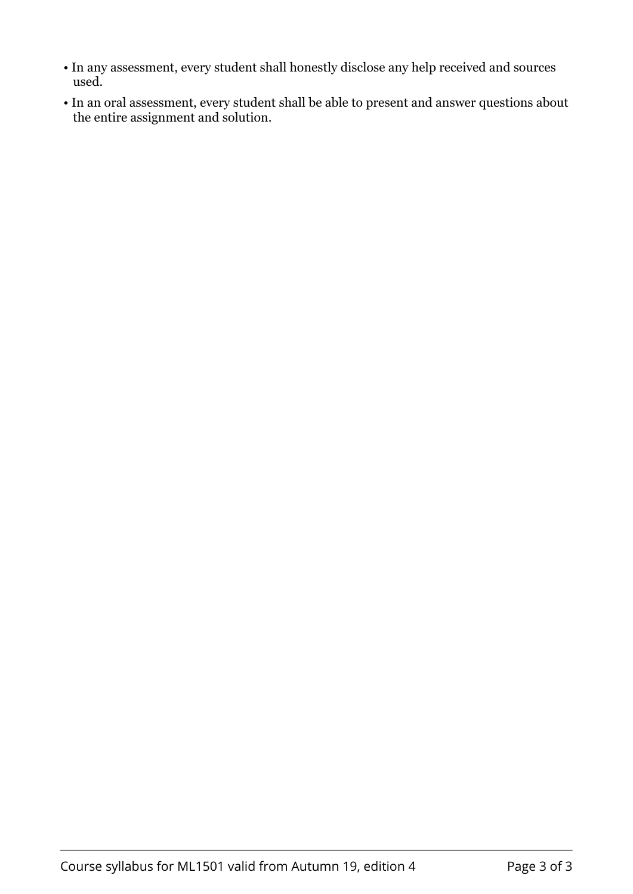- In any assessment, every student shall honestly disclose any help received and sources used.
- In an oral assessment, every student shall be able to present and answer questions about the entire assignment and solution.